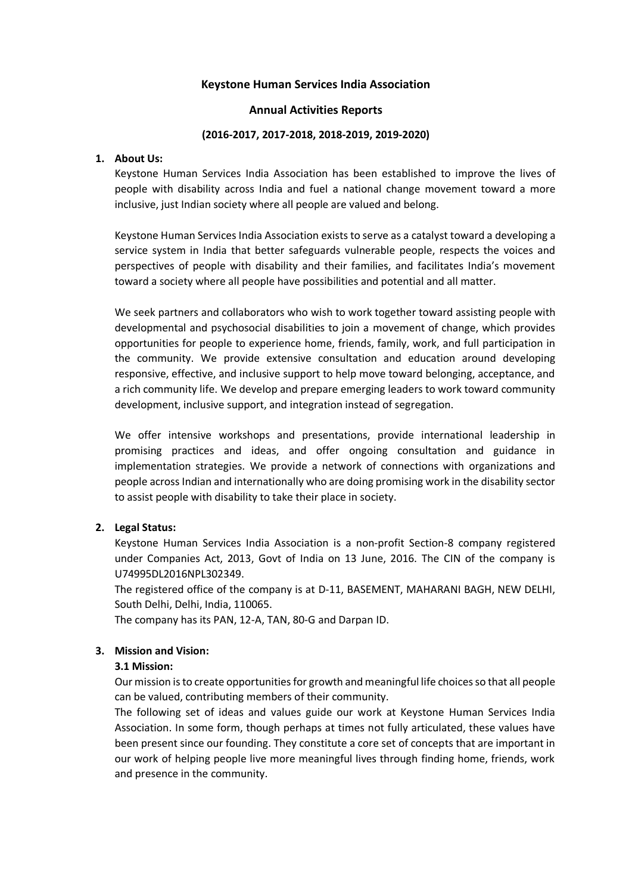# Keystone Human Services India Association

## Annual Activities Reports

## (2016-2017, 2017-2018, 2018-2019, 2019-2020)

1. **About Us:**

Keystone Human Services India Association has been established to improve the lives of people with disability across India and fuel a national change movement toward a more inclusive, just Indian society where all people are valued and belong.

Keystone Human Services India Association exists to serve as a catalyst toward a developing a service system in India that better safeguards vulnerable people, respects the voices and perspectives of people with disability and their families, and facilitates India's movement toward a society where all people have possibilities and potential and all matter.

We seek partners and collaborators who wish to work together toward assisting people with developmental and psychosocial disabilities to join a movement of change, which provides opportunities for people to experience home, friends, family, work, and full participation in the community. We provide extensive consultation and education around developing responsive, effective, and inclusive support to help move toward belonging, acceptance, and a rich community life. We develop and prepare emerging leaders to work toward community development, inclusive support, and integration instead of segregation.

We offer intensive workshops and presentations, provide international leadership in promising practices and ideas, and offer ongoing consultation and guidance in implementation strategies. We provide a network of connections with organizations and people across Indian and internationally who are doing promising work in the disability sector to assist people with disability to take their place in society.

2. **Legal Status:**

Keystone Human Services India Association is a non-profit Section-8 company registered under Companies Act, 2013, Govt of India on 13 June, 2016. The CIN of the company is U74995DL2016NPL302349.

The registered office of the company is at D-11, BASEMENT, MAHARANI BAGH, NEW DELHI, South Delhi, Delhi, India, 110065.

The company has its PAN, 12-A, TAN, 80-G and Darpan ID.

3. **Mission and Vision:**

**3.1 Mission:**

Our mission is to create opportunities for growth and meaningful life choices so that all people can be valued, contributing members of their community.

The following set of ideas and values guide our work at Keystone Human Services India Association. In some form, though perhaps at times not fully articulated, these values have been present since our founding. They constitute a core set of concepts that are important in our work of helping people live more meaningful lives through finding home, friends, work and presence in the community.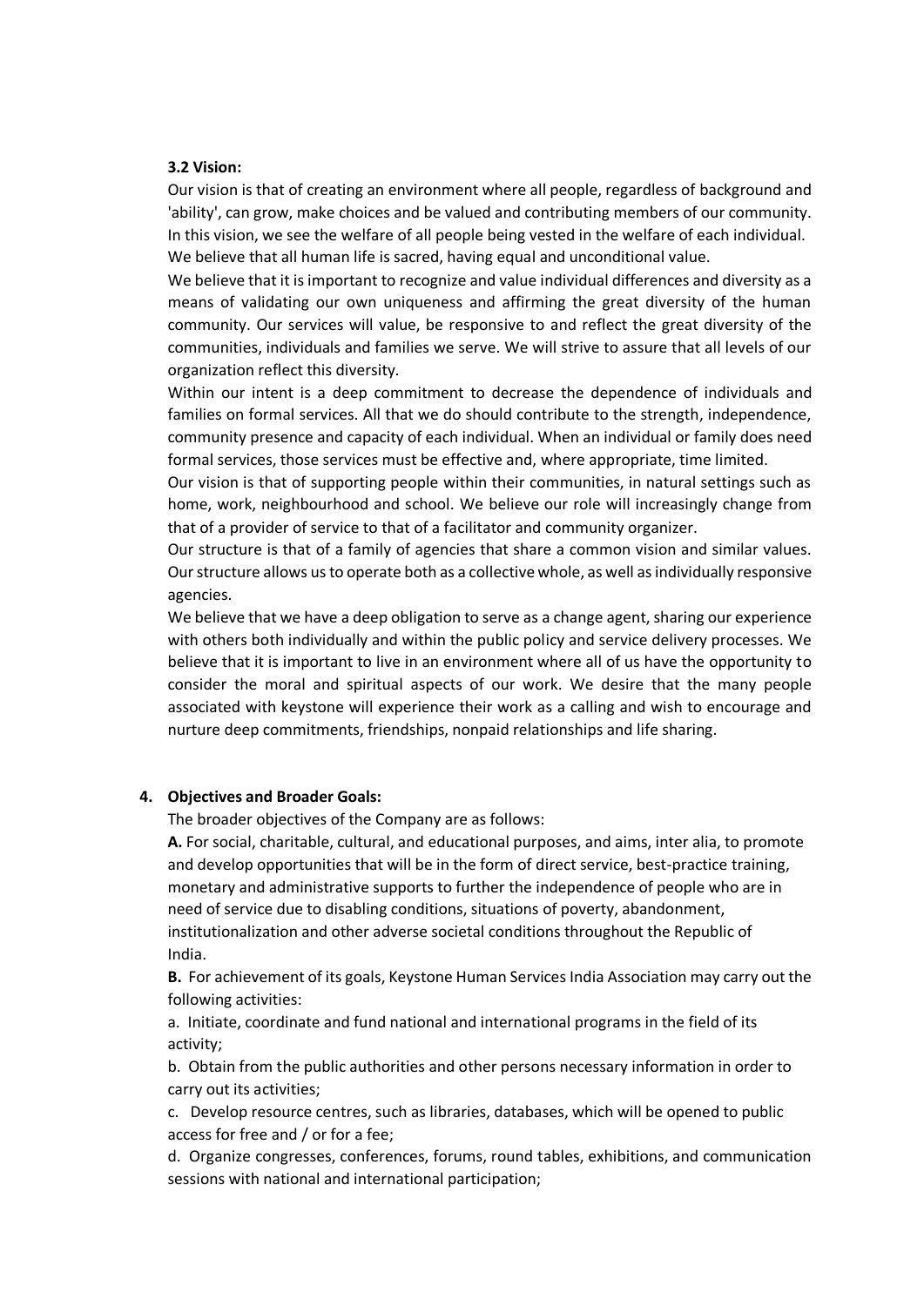**3.2 Vision:**

Our vision is that of creating an environment where all people, regardless of background and 'ability', can grow, make choices and be valued and contributing members of our community. In this vision, we see the welfare of all people being vested in the welfare of each individual. We believe that all human life is sacred, having equal and unconditional value.

We believe that it is important to recognize and value individual differences and diversity as a means of validating our own uniqueness and affirming the great diversity of the human community. Our services will value, be responsive to and reflect the great diversity of the communities, individuals and families we serve. We will strive to assure that all levels of our organization reflect this diversity.

Within our intent is a deep commitment to decrease the dependence of individuals and families on formal services. All that we do should contribute to the strength, independence, community presence and capacity of each individual. When an individual or family does need formal services, those services must be effective and, where appropriate, time limited.

Our vision is that of supporting people within their communities, in natural settings such as home, work, neighbourhood and school. We believe our role will increasingly change from that of a provider of service to that of a facilitator and community organizer.

Our structure is that of a family of agencies that share a common vision and similar values. Our structure allows us to operate both as a collective whole, as well as individually responsive agencies.

We believe that we have a deep obligation to serve as a change agent, sharing our experience with others both individually and within the public policy and service delivery processes. We believe that it is important to live in an environment where all of us have the opportunity to consider the moral and spiritual aspects of our work. We desire that the many people associated with keystone will experience their work as a calling and wish to encourage and nurture deep commitments, friendships, nonpaid relationships and life sharing.

**4. Objectives and Broader Goals:**

The broader objectives of the Company are as follows:

**A.** For social, charitable, cultural, and educational purposes, and aims, inter alia, to promote and develop opportunities that will be in the form of direct service, best-practice training, monetary and administrative supports to further the independence of people who are in need of service due to disabling conditions, situations of poverty, abandonment, institutionalization and other adverse societal conditions throughout the Republic of India.

**B.** For achievement of its goals, Keystone Human Services India Association may carry out the following activities:

a. Initiate, coordinate and fund national and international programs in the field of its activity;

b. Obtain from the public authorities and other persons necessary information in order to carry out its activities;

c. Develop resource centres, such as libraries, databases, which will be opened to public access for free and / or for a fee;

d. Organize congresses, conferences, forums, round tables, exhibitions, and communication sessions with national and international participation;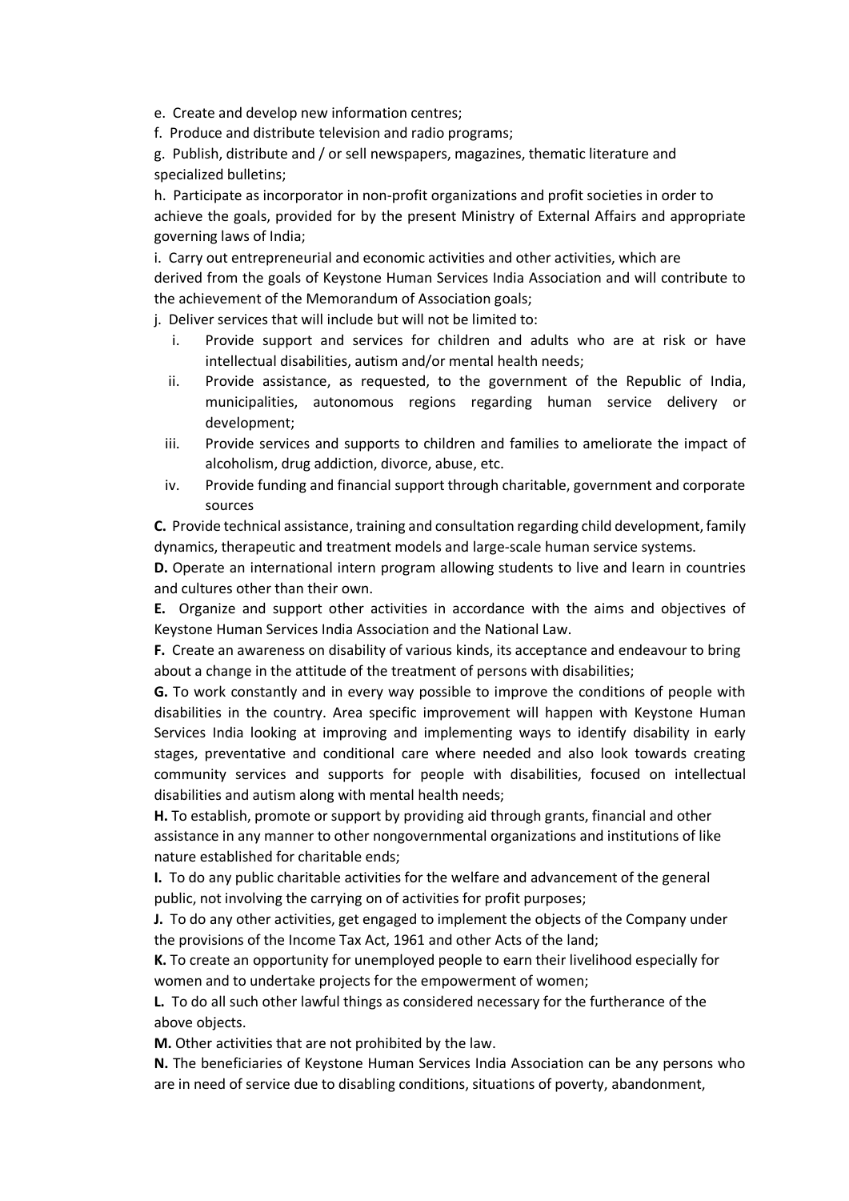e. Create and develop new information centres;

f. Produce and distribute television and radio programs;

g. Publish, distribute and / or sell newspapers, magazines, thematic literature and specialized bulletins;

h. Participate as incorporator in non-profit organizations and profit societies in order to achieve the goals, provided for by the present Ministry of External Affairs and appropriate governing laws of India;

i. Carry out entrepreneurial and economic activities and other activities, which are derived from the goals of Keystone Human Services India Association and will contribute to the achievement of the Memorandum of Association goals;

j. Deliver services that will include but will not be limited to:

   i. Provide support and services for children and adults who are at risk or have intellectual disabilities, autism and/or mental health needs;
   ii. Provide assistance, as requested, to the government of the Republic of India, municipalities, autonomous regions regarding human service delivery or development;
   iii. Provide services and supports to children and families to ameliorate the impact of alcoholism, drug addiction, divorce, abuse, etc.
   iv. Provide funding and financial support through charitable, government and corporate sources

**C.** Provide technical assistance, training and consultation regarding child development, family dynamics, therapeutic and treatment models and large-scale human service systems.

**D.** Operate an international intern program allowing students to live and learn in countries and cultures other than their own.

**E.** Organize and support other activities in accordance with the aims and objectives of Keystone Human Services India Association and the National Law.

**F.** Create an awareness on disability of various kinds, its acceptance and endeavour to bring about a change in the attitude of the treatment of persons with disabilities;

**G.** To work constantly and in every way possible to improve the conditions of people with disabilities in the country. Area specific improvement will happen with Keystone Human Services India looking at improving and implementing ways to identify disability in early stages, preventative and conditional care where needed and also look towards creating community services and supports for people with disabilities, focused on intellectual disabilities and autism along with mental health needs;

**H.** To establish, promote or support by providing aid through grants, financial and other assistance in any manner to other nongovernmental organizations and institutions of like nature established for charitable ends;

**I.** To do any public charitable activities for the welfare and advancement of the general public, not involving the carrying on of activities for profit purposes;

**J.** To do any other activities, get engaged to implement the objects of the Company under the provisions of the Income Tax Act, 1961 and other Acts of the land;

**K.** To create an opportunity for unemployed people to earn their livelihood especially for women and to undertake projects for the empowerment of women;

**L.** To do all such other lawful things as considered necessary for the furtherance of the above objects.

**M.** Other activities that are not prohibited by the law.

**N.** The beneficiaries of Keystone Human Services India Association can be any persons who are in need of service due to disabling conditions, situations of poverty, abandonment,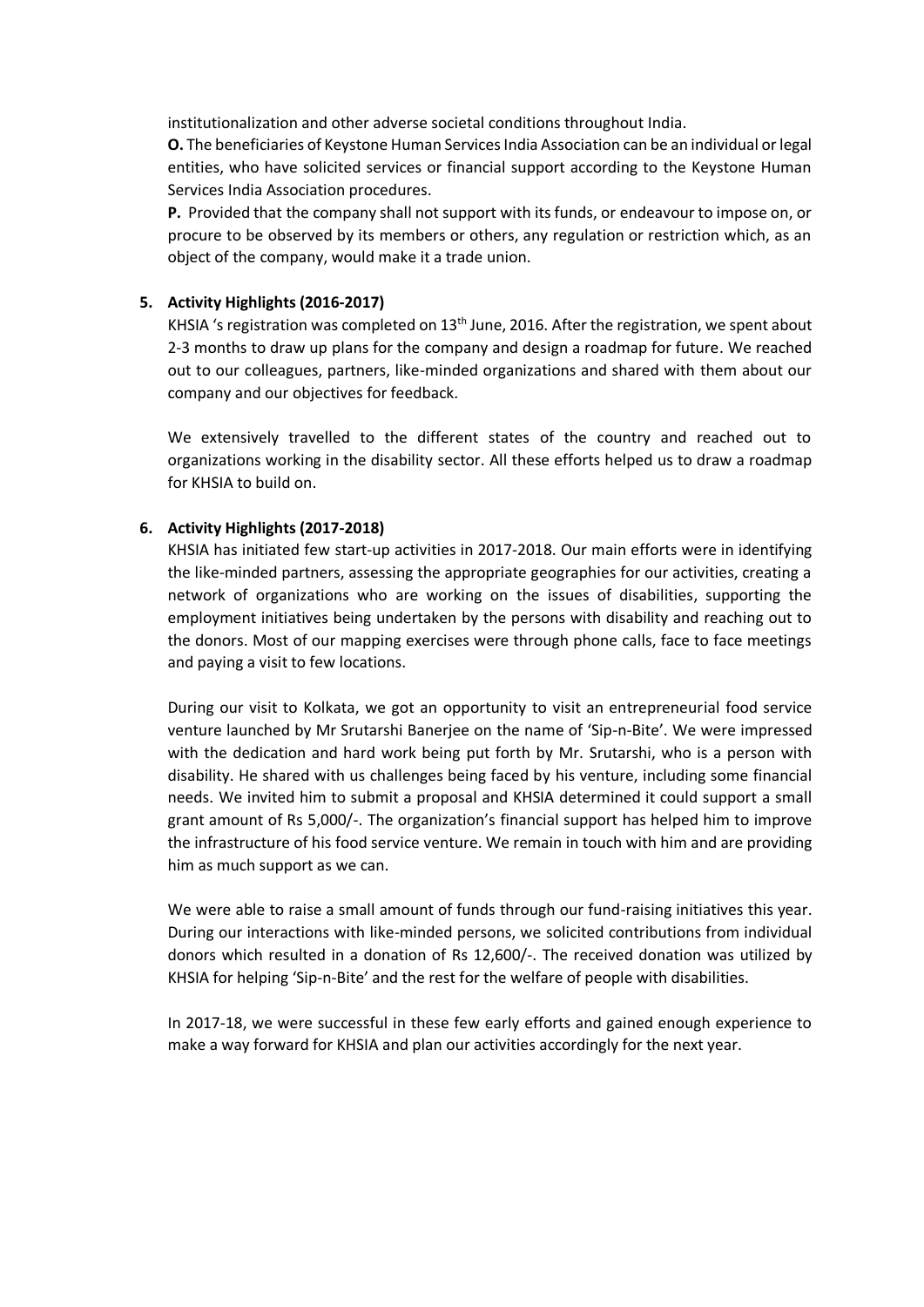institutionalization and other adverse societal conditions throughout India.

**O.** The beneficiaries of Keystone Human Services India Association can be an individual or legal entities, who have solicited services or financial support according to the Keystone Human Services India Association procedures.

**P.** Provided that the company shall not support with its funds, or endeavour to impose on, or procure to be observed by its members or others, any regulation or restriction which, as an object of the company, would make it a trade union.

## 5. Activity Highlights (2016-2017)

KHSIA 's registration was completed on 13th June, 2016. After the registration, we spent about 2-3 months to draw up plans for the company and design a roadmap for future. We reached out to our colleagues, partners, like-minded organizations and shared with them about our company and our objectives for feedback.

We extensively travelled to the different states of the country and reached out to organizations working in the disability sector. All these efforts helped us to draw a roadmap for KHSIA to build on.

## 6. Activity Highlights (2017-2018)

KHSIA has initiated few start-up activities in 2017-2018. Our main efforts were in identifying the like-minded partners, assessing the appropriate geographies for our activities, creating a network of organizations who are working on the issues of disabilities, supporting the employment initiatives being undertaken by the persons with disability and reaching out to the donors. Most of our mapping exercises were through phone calls, face to face meetings and paying a visit to few locations.

During our visit to Kolkata, we got an opportunity to visit an entrepreneurial food service venture launched by Mr Srutarshi Banerjee on the name of 'Sip-n-Bite'. We were impressed with the dedication and hard work being put forth by Mr. Srutarshi, who is a person with disability. He shared with us challenges being faced by his venture, including some financial needs. We invited him to submit a proposal and KHSIA determined it could support a small grant amount of Rs 5,000/-. The organization's financial support has helped him to improve the infrastructure of his food service venture. We remain in touch with him and are providing him as much support as we can.

We were able to raise a small amount of funds through our fund-raising initiatives this year. During our interactions with like-minded persons, we solicited contributions from individual donors which resulted in a donation of Rs 12,600/-. The received donation was utilized by KHSIA for helping 'Sip-n-Bite' and the rest for the welfare of people with disabilities.

In 2017-18, we were successful in these few early efforts and gained enough experience to make a way forward for KHSIA and plan our activities accordingly for the next year.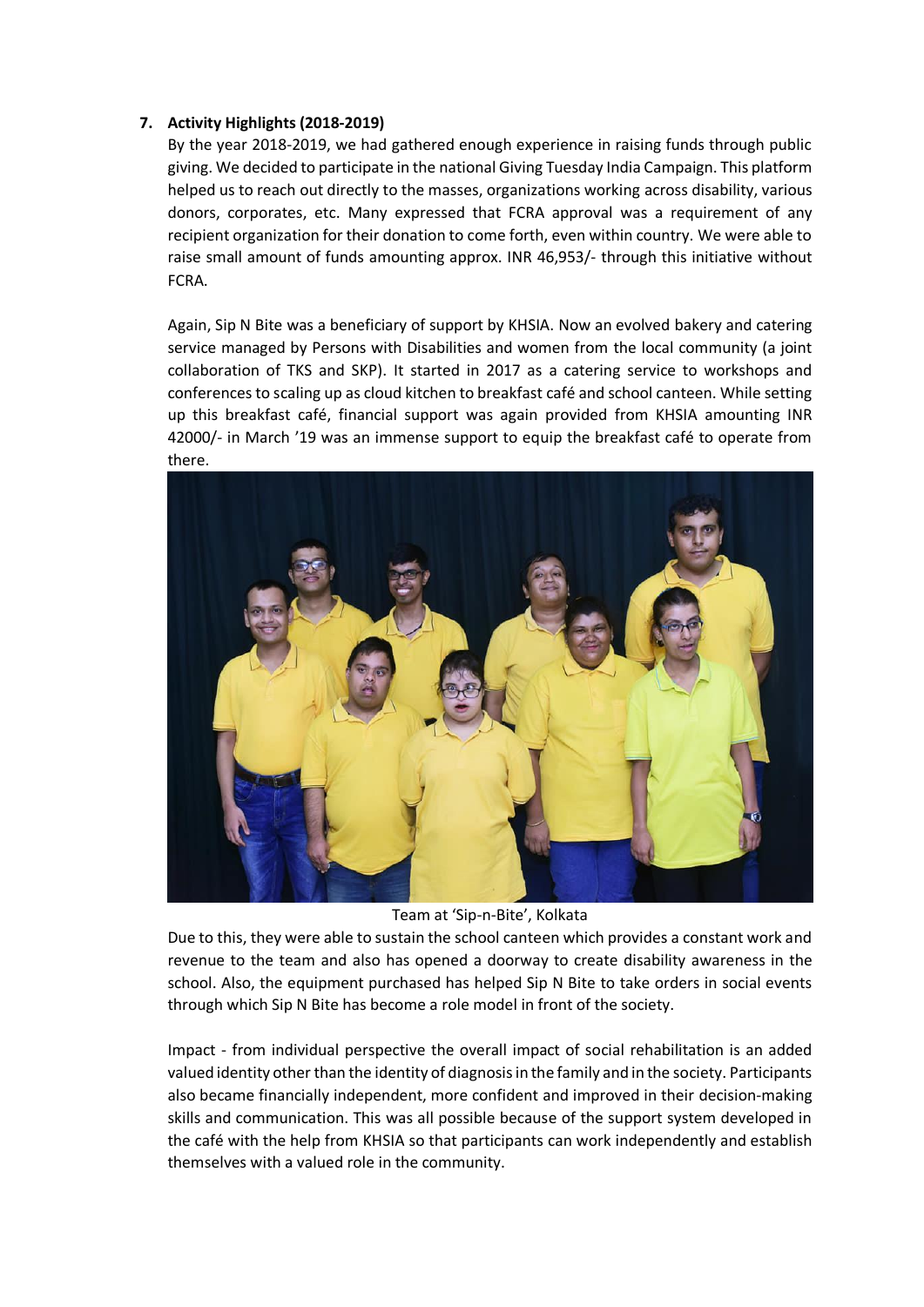## 7. Activity Highlights (2018-2019)

By the year 2018-2019, we had gathered enough experience in raising funds through public giving. We decided to participate in the national Giving Tuesday India Campaign. This platform helped us to reach out directly to the masses, organizations working across disability, various donors, corporates, etc. Many expressed that FCRA approval was a requirement of any recipient organization for their donation to come forth, even within country. We were able to raise small amount of funds amounting approx. INR 46,953/- through this initiative without FCRA.

Again, Sip N Bite was a beneficiary of support by KHSIA. Now an evolved bakery and catering service managed by Persons with Disabilities and women from the local community (a joint collaboration of TKS and SKP). It started in 2017 as a catering service to workshops and conferences to scaling up as cloud kitchen to breakfast café and school canteen. While setting up this breakfast café, financial support was again provided from KHSIA amounting INR 42000/- in March '19 was an immense support to equip the breakfast café to operate from there.

Team at 'Sip-n-Bite', Kolkata

Due to this, they were able to sustain the school canteen which provides a constant work and revenue to the team and also has opened a doorway to create disability awareness in the school. Also, the equipment purchased has helped Sip N Bite to take orders in social events through which Sip N Bite has become a role model in front of the society.

Impact - from individual perspective the overall impact of social rehabilitation is an added valued identity other than the identity of diagnosis in the family and in the society. Participants also became financially independent, more confident and improved in their decision-making skills and communication. This was all possible because of the support system developed in the café with the help from KHSIA so that participants can work independently and establish themselves with a valued role in the community.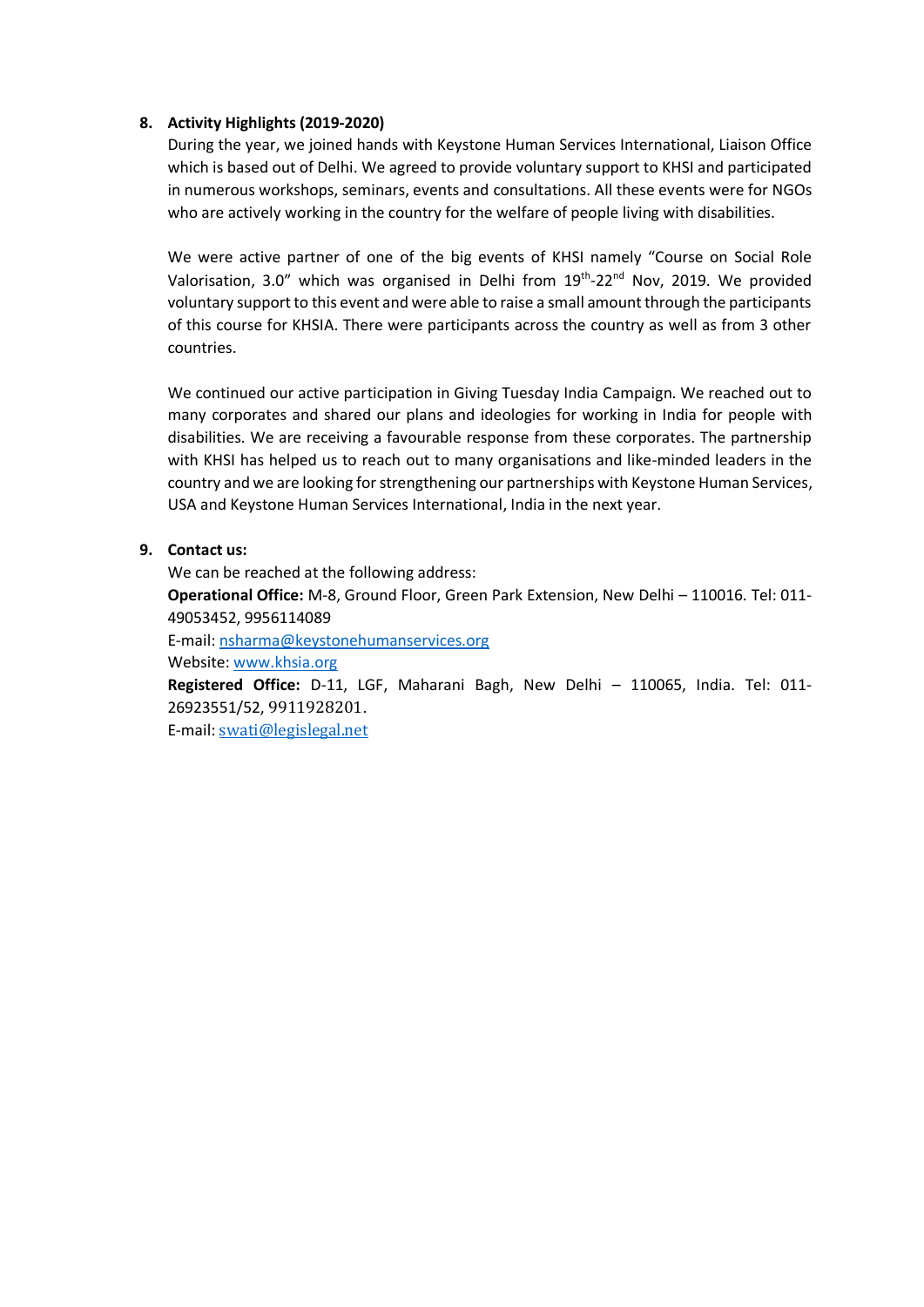## 8. Activity Highlights (2019-2020)

During the year, we joined hands with Keystone Human Services International, Liaison Office which is based out of Delhi. We agreed to provide voluntary support to KHSI and participated in numerous workshops, seminars, events and consultations. All these events were for NGOs who are actively working in the country for the welfare of people living with disabilities.

We were active partner of one of the big events of KHSI namely "Course on Social Role Valorisation, 3.0" which was organised in Delhi from $19^{th}$-$22^{nd}$ Nov, 2019. We provided voluntary support to this event and were able to raise a small amount through the participants of this course for KHSIA. There were participants across the country as well as from 3 other countries.

We continued our active participation in Giving Tuesday India Campaign. We reached out to many corporates and shared our plans and ideologies for working in India for people with disabilities. We are receiving a favourable response from these corporates. The partnership with KHSI has helped us to reach out to many organisations and like-minded leaders in the country and we are looking for strengthening our partnerships with Keystone Human Services, USA and Keystone Human Services International, India in the next year.

## 9. Contact us:

We can be reached at the following address:

**Operational Office:** M-8, Ground Floor, Green Park Extension, New Delhi – 110016. Tel: 011-49053452, 9956114089

E-mail: nsharma@keystonehumanservices.org

Website: www.khsia.org

**Registered Office:** D-11, LGF, Maharani Bagh, New Delhi – 110065, India. Tel: 011-26923551/52, 9911928201.

E-mail: swati@legislegal.net